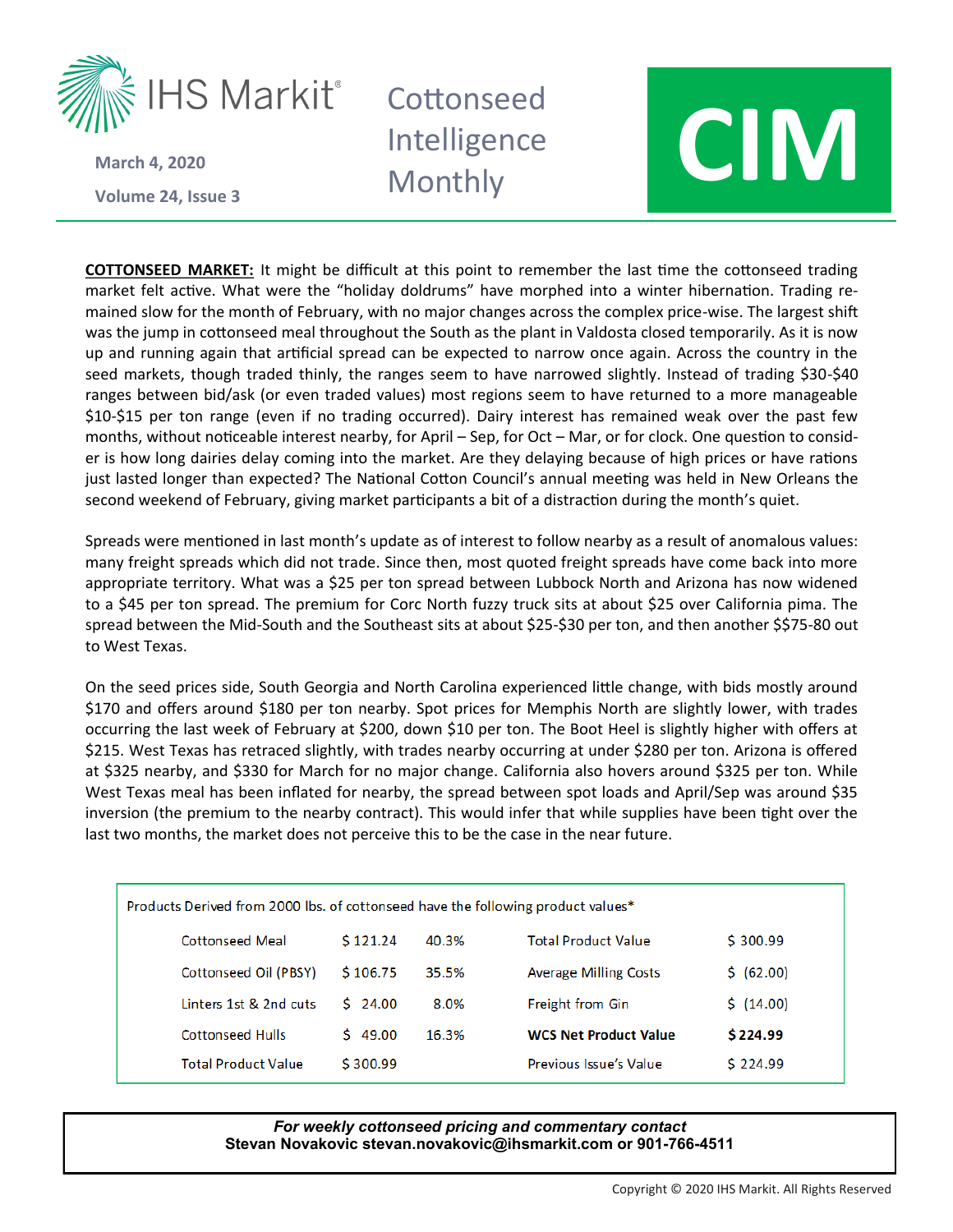IHS Markit

**March 4, 2020**

**Volume 24, Issue 3**

# Cottonseed Intelligence Monthly

# CIM

**COTTONSEED MARKET:** It might be difficult at this point to remember the last time the cottonseed trading market felt active. What were the "holiday doldrums" have morphed into a winter hibernation. Trading remained slow for the month of February, with no major changes across the complex price-wise. The largest shift was the jump in cottonseed meal throughout the South as the plant in Valdosta closed temporarily. As it is now up and running again that artificial spread can be expected to narrow once again. Across the country in the seed markets, though traded thinly, the ranges seem to have narrowed slightly. Instead of trading $30-$40 ranges between bid/ask (or even traded values) most regions seem to have returned to a more manageable $10-$15 per ton range (even if no trading occurred). Dairy interest has remained weak over the past few months, without noticeable interest nearby, for April – Sep, for Oct – Mar, or for clock. One question to consider is how long dairies delay coming into the market. Are they delaying because of high prices or have rations just lasted longer than expected? The National Cotton Council's annual meeting was held in New Orleans the second weekend of February, giving market participants a bit of a distraction during the month's quiet.

Spreads were mentioned in last month's update as of interest to follow nearby as a result of anomalous values: many freight spreads which did not trade. Since then, most quoted freight spreads have come back into more appropriate territory. What was a $25 per ton spread between Lubbock North and Arizona has now widened to a $45 per ton spread. The premium for Corc North fuzzy truck sits at about $25 over California pima. The spread between the Mid-South and the Southeast sits at about $25-$30 per ton, and then another $$75-80 out to West Texas.

On the seed prices side, South Georgia and North Carolina experienced little change, with bids mostly around $170 and offers around $180 per ton nearby. Spot prices for Memphis North are slightly lower, with trades occurring the last week of February at $200, down $10 per ton. The Boot Heel is slightly higher with offers at $215. West Texas has retraced slightly, with trades nearby occurring at under $280 per ton. Arizona is offered at $325 nearby, and $330 for March for no major change. California also hovers around $325 per ton. While West Texas meal has been inflated for nearby, the spread between spot loads and April/Sep was around $35 inversion (the premium to the nearby contract). This would infer that while supplies have been tight over the last two months, the market does not perceive this to be the case in the near future.

Products Derived from 2000 lbs. of cottonseed have the following product values*

| Product | Value | Share | | Item | Value |
|---|---|---|---|---|---|
| Cottonseed Meal | $ 121.24 | 40.3% | | Total Product Value | $ 300.99 |
| Cottonseed Oil (PBSY) | $ 106.75 | 35.5% | | Average Milling Costs | $ (62.00) |
| Linters 1st & 2nd cuts | $ 24.00 | 8.0% | | Freight from Gin | $ (14.00) |
| Cottonseed Hulls | $ 49.00 | 16.3% | | **WCS Net Product Value** | **$ 224.99** |
| Total Product Value | $ 300.99 | | | Previous Issue's Value | $ 224.99 |

***For weekly cottonseed pricing and commentary contact***
**Stevan Novakovic stevan.novakovic@ihsmarkit.com or 901-766-4511**

Copyright © 2020 IHS Markit. All Rights Reserved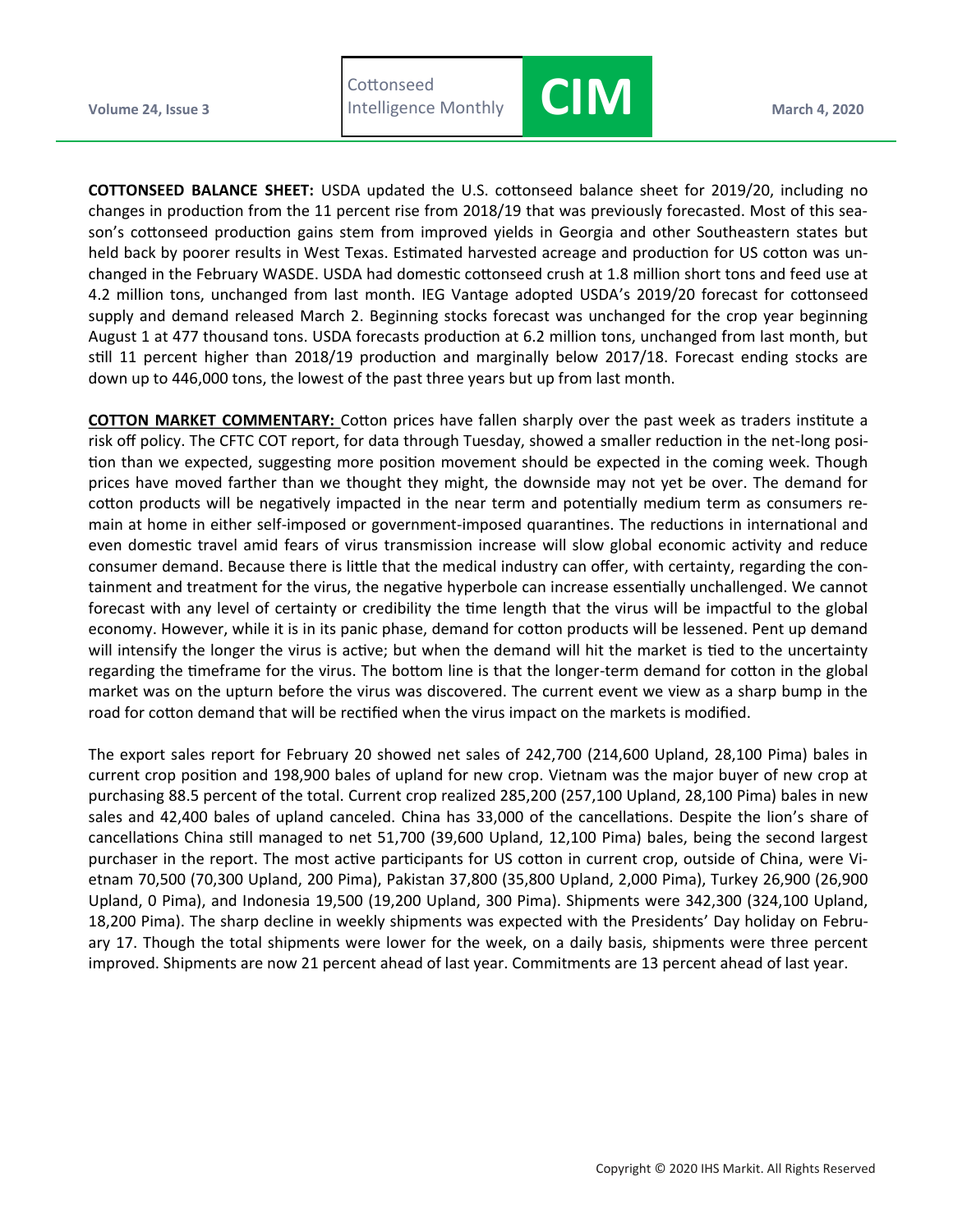**COTTONSEED BALANCE SHEET:** USDA updated the U.S. cottonseed balance sheet for 2019/20, including no changes in production from the 11 percent rise from 2018/19 that was previously forecasted. Most of this season's cottonseed production gains stem from improved yields in Georgia and other Southeastern states but held back by poorer results in West Texas. Estimated harvested acreage and production for US cotton was unchanged in the February WASDE. USDA had domestic cottonseed crush at 1.8 million short tons and feed use at 4.2 million tons, unchanged from last month. IEG Vantage adopted USDA's 2019/20 forecast for cottonseed supply and demand released March 2. Beginning stocks forecast was unchanged for the crop year beginning August 1 at 477 thousand tons. USDA forecasts production at 6.2 million tons, unchanged from last month, but still 11 percent higher than 2018/19 production and marginally below 2017/18. Forecast ending stocks are down up to 446,000 tons, the lowest of the past three years but up from last month.

**COTTON MARKET COMMENTARY:** Cotton prices have fallen sharply over the past week as traders institute a risk off policy. The CFTC COT report, for data through Tuesday, showed a smaller reduction in the net-long position than we expected, suggesting more position movement should be expected in the coming week. Though prices have moved farther than we thought they might, the downside may not yet be over. The demand for cotton products will be negatively impacted in the near term and potentially medium term as consumers remain at home in either self-imposed or government-imposed quarantines. The reductions in international and even domestic travel amid fears of virus transmission increase will slow global economic activity and reduce consumer demand. Because there is little that the medical industry can offer, with certainty, regarding the containment and treatment for the virus, the negative hyperbole can increase essentially unchallenged. We cannot forecast with any level of certainty or credibility the time length that the virus will be impactful to the global economy. However, while it is in its panic phase, demand for cotton products will be lessened. Pent up demand will intensify the longer the virus is active; but when the demand will hit the market is tied to the uncertainty regarding the timeframe for the virus. The bottom line is that the longer-term demand for cotton in the global market was on the upturn before the virus was discovered. The current event we view as a sharp bump in the road for cotton demand that will be rectified when the virus impact on the markets is modified.

The export sales report for February 20 showed net sales of 242,700 (214,600 Upland, 28,100 Pima) bales in current crop position and 198,900 bales of upland for new crop. Vietnam was the major buyer of new crop at purchasing 88.5 percent of the total. Current crop realized 285,200 (257,100 Upland, 28,100 Pima) bales in new sales and 42,400 bales of upland canceled. China has 33,000 of the cancellations. Despite the lion's share of cancellations China still managed to net 51,700 (39,600 Upland, 12,100 Pima) bales, being the second largest purchaser in the report. The most active participants for US cotton in current crop, outside of China, were Vietnam 70,500 (70,300 Upland, 200 Pima), Pakistan 37,800 (35,800 Upland, 2,000 Pima), Turkey 26,900 (26,900 Upland, 0 Pima), and Indonesia 19,500 (19,200 Upland, 300 Pima). Shipments were 342,300 (324,100 Upland, 18,200 Pima). The sharp decline in weekly shipments was expected with the Presidents' Day holiday on February 17. Though the total shipments were lower for the week, on a daily basis, shipments were three percent improved. Shipments are now 21 percent ahead of last year. Commitments are 13 percent ahead of last year.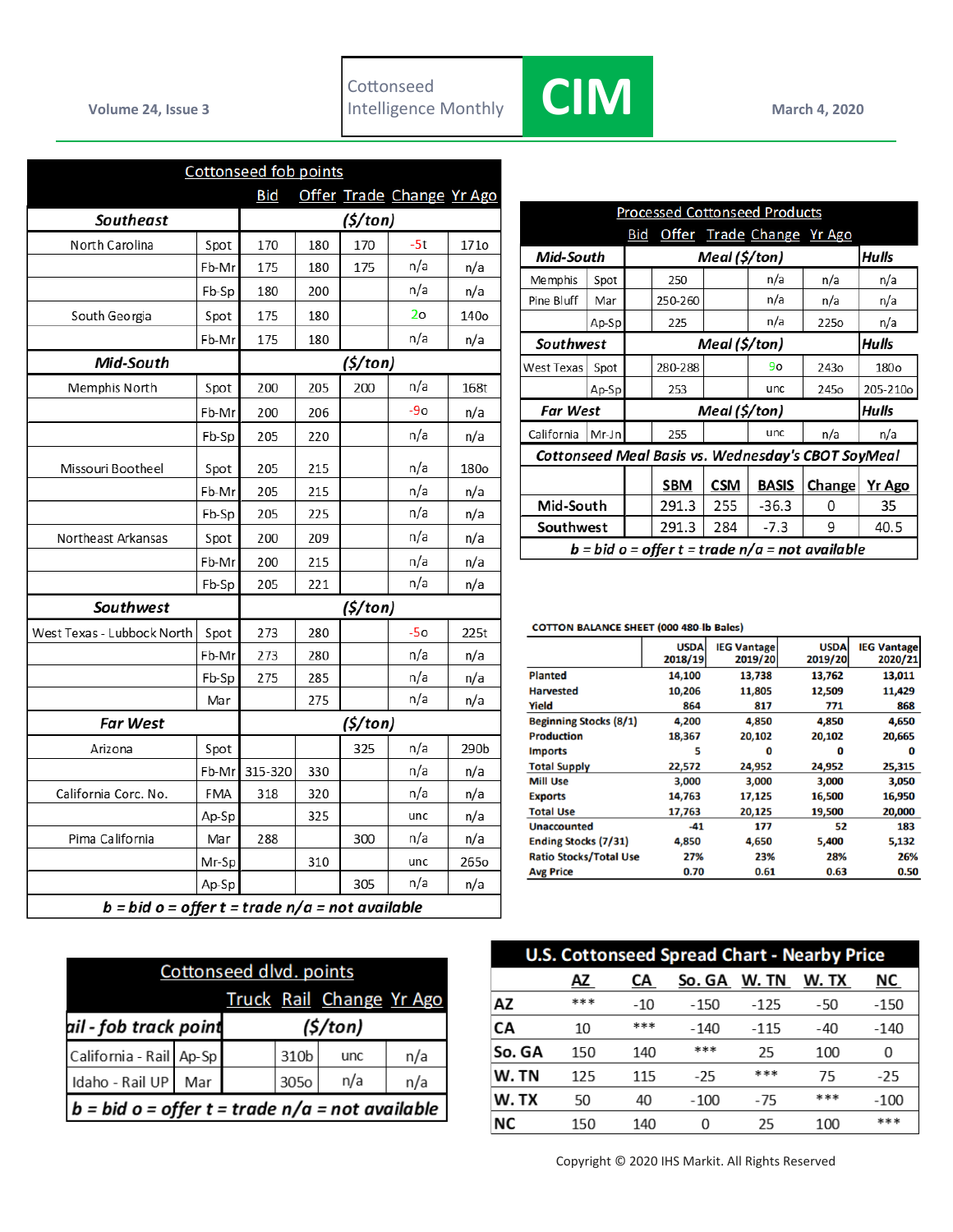# Cottonseed Intelligence Monthly — CIM

Volume 24, Issue 3 — March 4, 2020

## Cottonseed fob points

| | | Bid | Offer | Trade | Change | Yr Ago |
|---|---|---|---|---|---|---|
| **Southeast** | | ($/ton) | | | | |
| North Carolina | Spot | 170 | 180 | 170 | -5t | 171o |
| | Fb-Mr | 175 | 180 | 175 | n/a | n/a |
| | Fb-Sp | 180 | 200 | | n/a | n/a |
| South Georgia | Spot | 175 | 180 | | 2o | 140o |
| | Fb-Mr | 175 | 180 | | n/a | n/a |
| **Mid-South** | | ($/ton) | | | | |
| Memphis North | Spot | 200 | 205 | 200 | n/a | 168t |
| | Fb-Mr | 200 | 206 | | -9o | n/a |
| | Fb-Sp | 205 | 220 | | n/a | n/a |
| Missouri Bootheel | Spot | 205 | 215 | | n/a | 180o |
| | Fb-Mr | 205 | 215 | | n/a | n/a |
| | Fb-Sp | 205 | 225 | | n/a | n/a |
| Northeast Arkansas | Spot | 200 | 209 | | n/a | n/a |
| | Fb-Mr | 200 | 215 | | n/a | n/a |
| | Fb-Sp | 205 | 221 | | n/a | n/a |
| **Southwest** | | ($/ton) | | | | |
| West Texas - Lubbock North | Spot | 273 | 280 | | -5o | 225t |
| | Fb-Mr | 273 | 280 | | n/a | n/a |
| | Fb-Sp | 275 | 285 | | n/a | n/a |
| | Mar | | 275 | | n/a | n/a |
| **Far West** | | ($/ton) | | | | |
| Arizona | Spot | | | 325 | n/a | 290b |
| | Fb-Mr | 315-320 | 330 | | n/a | n/a |
| California Corc. No. | FMA | 318 | 320 | | n/a | n/a |
| | Ap-Sp | | 325 | | unc | n/a |
| Pima California | Mar | 288 | | 300 | n/a | n/a |
| | Mr-Sp | | 310 | | unc | 265o |
| | Ap-Sp | | | 305 | n/a | n/a |

*b = bid o = offer t = trade n/a = not available*

## Processed Cottonseed Products

| | | Bid | Offer | Trade | Change | Yr Ago |
|---|---|---|---|---|---|---|
| **Mid-South** | | Meal ($/ton) | | | | Hulls |
| Memphis | Spot | 250 | | n/a | n/a | n/a |
| Pine Bluff | Mar | 250-260 | | n/a | n/a | n/a |
| | Ap-Sp | 225 | | n/a | 225o | n/a |
| **Southwest** | | Meal ($/ton) | | | | Hulls |
| West Texas | Spot | 280-288 | | 9o | 243o | 180o |
| | Ap-Sp | 253 | | unc | 245o | 205-210o |
| **Far West** | | Meal ($/ton) | | | | Hulls |
| California | Mr-Jn | 255 | | unc | n/a | n/a |

### Cottonseed Meal Basis vs. Wednesday's CBOT SoyMeal

| | SBM | CSM | BASIS | Change | Yr Ago |
|---|---|---|---|---|---|
| Mid-South | 291.3 | 255 | -36.3 | 0 | 35 |
| Southwest | 291.3 | 284 | -7.3 | 9 | 40.5 |

*b = bid o = offer t = trade n/a = not available*

## COTTON BALANCE SHEET (000 480-lb Bales)

| | USDA 2018/19 | IEG Vantage 2019/20 | USDA 2019/20 | IEG Vantage 2020/21 |
|---|---|---|---|---|
| Planted | 14,100 | 13,738 | 13,762 | 13,011 |
| Harvested | 10,206 | 11,805 | 12,509 | 11,429 |
| Yield | 864 | 817 | 771 | 868 |
| Beginning Stocks (8/1) | 4,200 | 4,850 | 4,850 | 4,650 |
| Production | 18,367 | 20,102 | 20,102 | 20,665 |
| Imports | 5 | 0 | 0 | 0 |
| Total Supply | 22,572 | 24,952 | 24,952 | 25,315 |
| Mill Use | 3,000 | 3,000 | 3,000 | 3,050 |
| Exports | 14,763 | 17,125 | 16,500 | 16,950 |
| Total Use | 17,763 | 20,125 | 19,500 | 20,000 |
| Unaccounted | -41 | 177 | 52 | 183 |
| Ending Stocks (7/31) | 4,850 | 4,650 | 5,400 | 5,132 |
| Ratio Stocks/Total Use | 27% | 23% | 28% | 26% |
| Avg Price | 0.70 | 0.61 | 0.63 | 0.50 |

## Cottonseed dlvd. points

| Rail - fob track point | | Truck | Rail | Change | Yr Ago |
|---|---|---|---|---|---|
| | | ($/ton) | | | |
| California - Rail | Ap-Sp | | 310b | unc | n/a |
| Idaho - Rail UP | Mar | | 305o | n/a | n/a |

*b = bid o = offer t = trade n/a = not available*

## U.S. Cottonseed Spread Chart - Nearby Price

| | AZ | CA | So. GA | W. TN | W. TX | NC |
|---|---|---|---|---|---|---|
| AZ | *** | -10 | -150 | -125 | -50 | -150 |
| CA | 10 | *** | -140 | -115 | -40 | -140 |
| So. GA | 150 | 140 | *** | 25 | 100 | 0 |
| W. TN | 125 | 115 | -25 | *** | 75 | -25 |
| W. TX | 50 | 40 | -100 | -75 | *** | -100 |
| NC | 150 | 140 | 0 | 25 | 100 | *** |

Copyright © 2020 IHS Markit. All Rights Reserved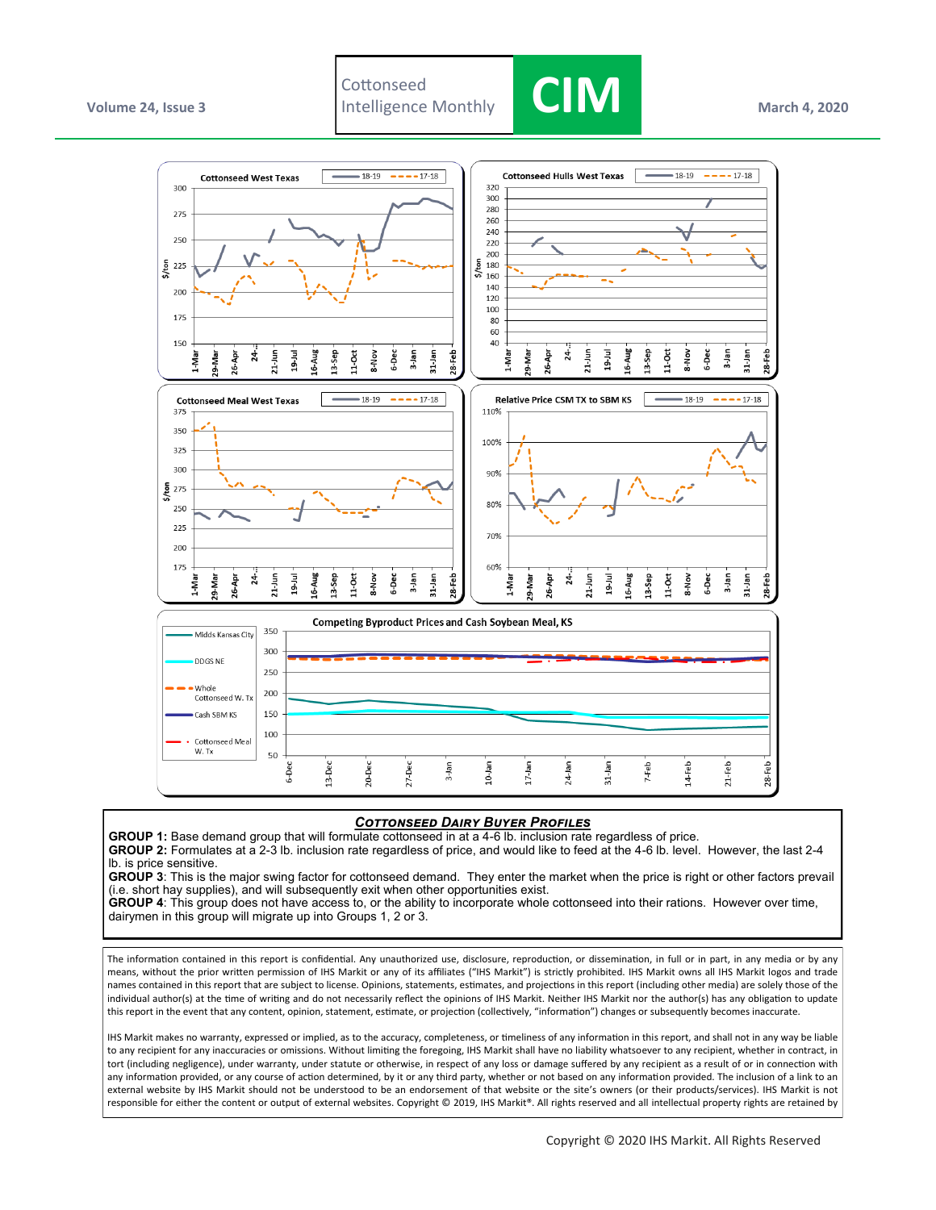Cottonseed West Texas

18-19 17-18

$/ton

300
275
250
225
200
175
150

1-Mar 29-Mar 26-Apr 24-... 21-Jun 19-Jul 16-Aug 13-Sep 11-Oct 8-Nov 6-Dec 3-Jan 31-Jan 28-Feb

Cottonseed Hulls West Texas

18-19 17-18

$/ton

320
300
280
260
240
220
200
180
160
140
120
100
80
60
40

1-Mar 29-Mar 26-Apr 24-... 21-Jun 19-Jul 16-Aug 13-Sep 11-Oct 8-Nov 6-Dec 3-Jan 31-Jan 28-Feb

Cottonseed Meal West Texas

18-19 17-18

$/ton

375
350
325
300
275
250
225
200
175

1-Mar 29-Mar 26-Apr 24-... 21-Jun 19-Jul 16-Aug 13-Sep 11-Oct 8-Nov 6-Dec 3-Jan 31-Jan 28-Feb

Relative Price CSM TX to SBM KS

18-19 17-18

110%
100%
90%
80%
70%
60%

1-Mar 29-Mar 26-Apr 24-... 21-Jun 19-Jul 16-Aug 13-Sep 11-Oct 8-Nov 6-Dec 3-Jan 31-Jan 28-Feb

Competing Byproduct Prices and Cash Soybean Meal, KS

Midds Kansas City

DDGS NE

Whole Cottonseed W. Tx

Cash SBM KS

Cottonseed Meal W. Tx

350
300
250
200
150
100
50

6-Dec 13-Dec 20-Dec 27-Dec 3-Jan 10-Jan 17-Jan 24-Jan 31-Jan 7-Feb 14-Feb 21-Feb 28-Feb

## *Cottonseed Dairy Buyer Profiles*

**GROUP 1:** Base demand group that will formulate cottonseed in at a 4-6 lb. inclusion rate regardless of price.

**GROUP 2:** Formulates at a 2-3 lb. inclusion rate regardless of price, and would like to feed at the 4-6 lb. level. However, the last 2-4 lb. is price sensitive.

**GROUP 3**: This is the major swing factor for cottonseed demand. They enter the market when the price is right or other factors prevail (i.e. short hay supplies), and will subsequently exit when other opportunities exist.

**GROUP 4**: This group does not have access to, or the ability to incorporate whole cottonseed into their rations. However over time, dairymen in this group will migrate up into Groups 1, 2 or 3.

The information contained in this report is confidential. Any unauthorized use, disclosure, reproduction, or dissemination, in full or in part, in any media or by any means, without the prior written permission of IHS Markit or any of its affiliates ("IHS Markit") is strictly prohibited. IHS Markit owns all IHS Markit logos and trade names contained in this report that are subject to license. Opinions, statements, estimates, and projections in this report (including other media) are solely those of the individual author(s) at the time of writing and do not necessarily reflect the opinions of IHS Markit. Neither IHS Markit nor the author(s) has any obligation to update this report in the event that any content, opinion, statement, estimate, or projection (collectively, "information") changes or subsequently becomes inaccurate.

IHS Markit makes no warranty, expressed or implied, as to the accuracy, completeness, or timeliness of any information in this report, and shall not in any way be liable to any recipient for any inaccuracies or omissions. Without limiting the foregoing, IHS Markit shall have no liability whatsoever to any recipient, whether in contract, in tort (including negligence), under warranty, under statute or otherwise, in respect of any loss or damage suffered by any recipient as a result of or in connection with any information provided, or any course of action determined, by it or any third party, whether or not based on any information provided. The inclusion of a link to an external website by IHS Markit should not be understood to be an endorsement of that website or the site's owners (or their products/services). IHS Markit is not responsible for either the content or output of external websites. Copyright © 2019, IHS Markit®. All rights reserved and all intellectual property rights are retained by

Copyright © 2020 IHS Markit. All Rights Reserved